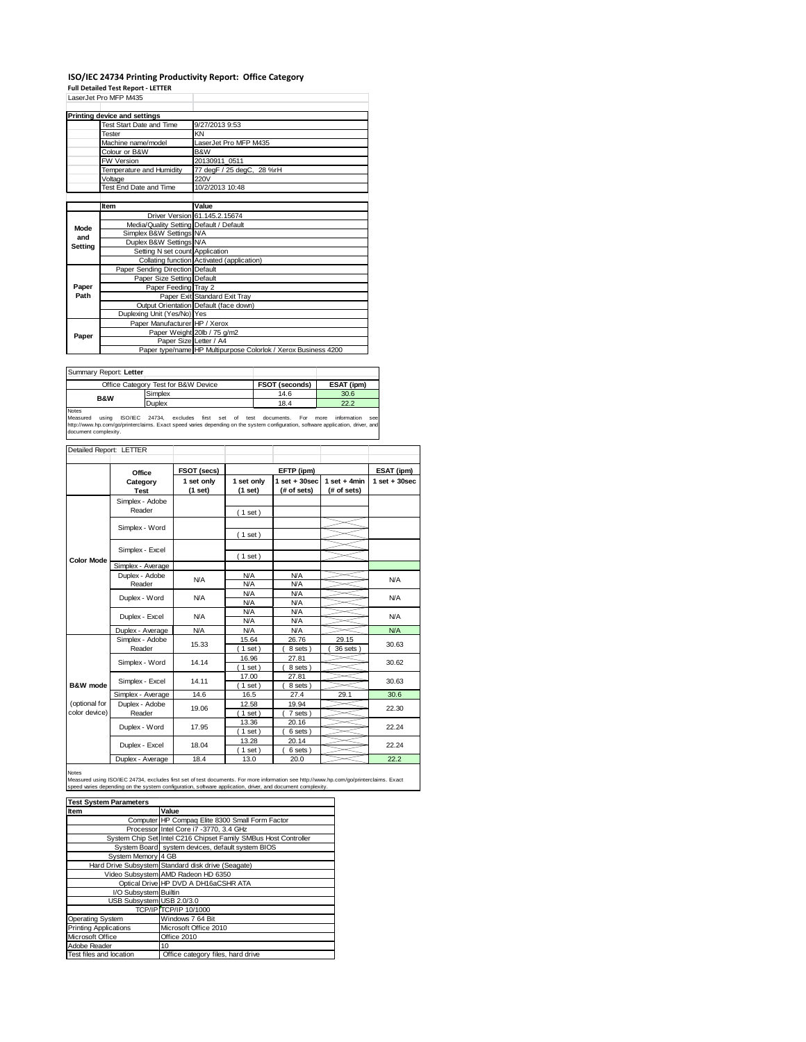# ISO/IEC 24734 Printing Productivity Report: Office Category

**Full Detailed Test Report - LETTER**

LaserJet Pro MFP M435

| Printing device and settings | |
|---|---|
| Test Start Date and Time | 9/27/2013 9:53 |
| Tester | KN |
| Machine name/model | LaserJet Pro MFP M435 |
| Colour or B&W | B&W |
| FW Version | 20130911_0511 |
| Temperature and Humidity | 77 degF / 25 degC, 28 %rH |
| Voltage | 220V |
| Test End Date and Time | 10/2/2013 10:48 |

| | Item | Value |
|---|---|---|
| Mode and Setting | Driver Version | 61.145.2.15674 |
| | Media/Quality Setting | Default / Default |
| | Simplex B&W Settings | N/A |
| | Duplex B&W Settings | N/A |
| | Setting N set count | Application |
| | Collating function | Activated (application) |
| Paper Path | Paper Sending Direction | Default |
| | Paper Size Setting | Default |
| | Paper Feeding | Tray 2 |
| | Paper Exit | Standard Exit Tray |
| | Output Orientation | Default (face down) |
| | Duplexing Unit (Yes/No) | Yes |
| Paper | Paper Manufacturer | HP / Xerox |
| | Paper Weight | 20lb / 75 g/m2 |
| | Paper Size | Letter / A4 |
| | Paper type/name | HP Multipurpose Colorlok / Xerox Business 4200 |

Summary Report: **Letter**

| Office Category Test for B&W Device | | FSOT (seconds) | ESAT (ipm) |
|---|---|---|---|
| B&W | Simplex | 14.6 | 30.6 |
| | Duplex | 18.4 | 22.2 |

Notes
Measured using ISO/IEC 24734, excludes first set of test documents. For more information see http://www.hp.com/go/printerclaims. Exact speed varies depending on the system configuration, software application, driver, and document complexity.

Detailed Report: LETTER

| | Office Category Test | FSOT (secs) 1 set only (1 set) | EFTP (ipm) 1 set only (1 set) | EFTP (ipm) 1 set + 30sec (# of sets) | EFTP (ipm) 1 set + 4min (# of sets) | ESAT (ipm) 1 set + 30sec |
|---|---|---|---|---|---|---|
| Color Mode | Simplex - Adobe Reader | | ( 1 set ) | | | |
| | Simplex - Word | | ( 1 set ) | | | |
| | Simplex - Excel | | ( 1 set ) | | | |
| | Simplex - Average | | | | | |
| | Duplex - Adobe Reader | N/A | N/A<br>N/A | N/A<br>N/A | | N/A |
| | Duplex - Word | N/A | N/A<br>N/A | N/A<br>N/A | | N/A |
| | Duplex - Excel | N/A | N/A<br>N/A | N/A<br>N/A | | N/A |
| | Duplex - Average | N/A | N/A | N/A | | N/A |
| B&W mode (optional for color device) | Simplex - Adobe Reader | 15.33 | 15.64<br>( 1 set ) | 26.76<br>( 8 sets ) | 29.15<br>( 36 sets ) | 30.63 |
| | Simplex - Word | 14.14 | 16.96<br>( 1 set ) | 27.81<br>( 8 sets ) | | 30.62 |
| | Simplex - Excel | 14.11 | 17.00<br>( 1 set ) | 27.81<br>( 8 sets ) | | 30.63 |
| | Simplex - Average | 14.6 | 16.5 | 27.4 | 29.1 | 30.6 |
| | Duplex - Adobe Reader | 19.06 | 12.58<br>( 1 set ) | 19.94<br>( 7 sets ) | | 22.30 |
| | Duplex - Word | 17.95 | 13.36<br>( 1 set ) | 20.16<br>( 6 sets ) | | 22.24 |
| | Duplex - Excel | 18.04 | 13.28<br>( 1 set ) | 20.14<br>( 6 sets ) | | 22.24 |
| | Duplex - Average | 18.4 | 13.0 | 20.0 | | 22.2 |

Notes
Measured using ISO/IEC 24734, excludes first set of test documents. For more information see http://www.hp.com/go/printerclaims. Exact speed varies depending on the system configuration, software application, driver, and document complexity.

| Test System Parameters | |
|---|---|
| **Item** | **Value** |
| Computer | HP Compaq Elite 8300 Small Form Factor |
| Processor | Intel Core i7 -3770, 3.4 GHz |
| System Chip Set | Intel C216 Chipset Family SMBus Host Controller |
| System Board | system devices, default system BIOS |
| System Memory | 4 GB |
| Hard Drive Subsystem | Standard disk drive (Seagate) |
| Video Subsystem | AMD Radeon HD 6350 |
| Optical Drive | HP DVD A DH16aCSHR ATA |
| I/O Subsystem | Builtin |
| USB Subsystem | USB 2.0/3.0 |
| TCP/IP | TCP/IP 10/1000 |
| Operating System | Windows 7 64 Bit |
| Printing Applications | Microsoft Office 2010 |
| Microsoft Office | Office 2010 |
| Adobe Reader | 10 |
| Test files and location | Office category files, hard drive |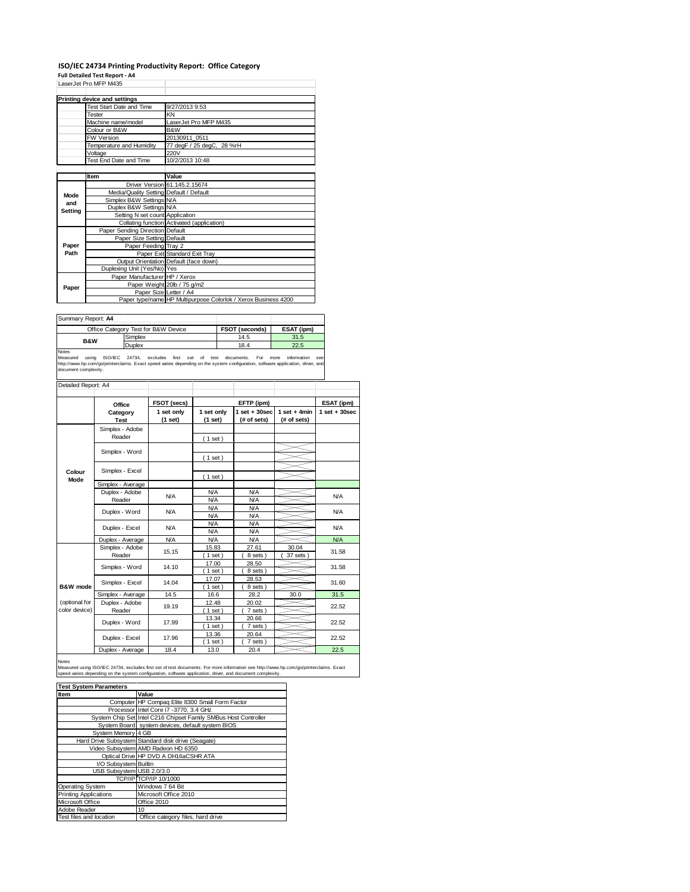# ISO/IEC 24734 Printing Productivity Report: Office Category

**Full Detailed Test Report - A4**

LaserJet Pro MFP M435

| Printing device and settings | |
|---|---|
| Test Start Date and Time | 9/27/2013 9:53 |
| Tester | KN |
| Machine name/model | LaserJet Pro MFP M435 |
| Colour or B&W | B&W |
| FW Version | 20130911_0511 |
| Temperature and Humidity | 77 degF / 25 degC, 28 %rH |
| Voltage | 220V |
| Test End Date and Time | 10/2/2013 10:48 |

| | Item | Value |
|---|---|---|
| Mode and Setting | Driver Version | 61.145.2.15674 |
| | Media/Quality Setting | Default / Default |
| | Simplex B&W Settings | N/A |
| | Duplex B&W Settings | N/A |
| | Setting N set count | Application |
| | Collating function | Activated (application) |
| Paper Path | Paper Sending Direction | Default |
| | Paper Size Setting | Default |
| | Paper Feeding | Tray 2 |
| | Paper Exit | Standard Exit Tray |
| | Output Orientation | Default (face down) |
| | Duplexing Unit (Yes/No) | Yes |
| Paper | Paper Manufacturer | HP / Xerox |
| | Paper Weight | 20lb / 75 g/m2 |
| | Paper Size | Letter / A4 |
| | Paper type/name | HP Multipurpose Colorlok / Xerox Business 4200 |

Summary Report: **A4**

| Office Category Test for B&W Device | | FSOT (seconds) | ESAT (ipm) |
|---|---|---|---|
| B&W | Simplex | 14.5 | 31.5 |
| | Duplex | 18.4 | 22.5 |

Notes
Measured using ISO/IEC 24734, excludes first set of test documents. For more information see http://www.hp.com/go/printerclaims. Exact speed varies depending on the system configuration, software application, driver, and document complexity.

Detailed Report: A4

| | Office Category Test | FSOT (secs) 1 set only (1 set) | EFTP (ipm) 1 set only (1 set) | EFTP (ipm) 1 set + 30sec (# of sets) | EFTP (ipm) 1 set + 4min (# of sets) | ESAT (ipm) 1 set + 30sec |
|---|---|---|---|---|---|---|
| Colour Mode | Simplex - Adobe Reader | | ( 1 set ) | | | |
| | Simplex - Word | | ( 1 set ) | | | |
| | Simplex - Excel | | ( 1 set ) | | | |
| | Simplex - Average | | | | | |
| | Duplex - Adobe Reader | N/A | N/A<br>N/A | N/A<br>N/A | | N/A |
| | Duplex - Word | N/A | N/A<br>N/A | N/A<br>N/A | | N/A |
| | Duplex - Excel | N/A | N/A<br>N/A | N/A<br>N/A | | N/A |
| | Duplex - Average | N/A | N/A | N/A | | N/A |
| B&W mode (optional for color device) | Simplex - Adobe Reader | 15.15 | 15.83<br>( 1 set ) | 27.61<br>( 8 sets ) | 30.04<br>( 37 sets ) | 31.58 |
| | Simplex - Word | 14.10 | 17.00<br>( 1 set ) | 28.50<br>( 8 sets ) | | 31.58 |
| | Simplex - Excel | 14.04 | 17.07<br>( 1 set ) | 28.53<br>( 8 sets ) | | 31.60 |
| | Simplex - Average | 14.5 | 16.6 | 28.2 | 30.0 | 31.5 |
| | Duplex - Adobe Reader | 19.19 | 12.48<br>( 1 set ) | 20.02<br>( 7 sets ) | | 22.52 |
| | Duplex - Word | 17.99 | 13.34<br>( 1 set ) | 20.66<br>( 7 sets ) | | 22.52 |
| | Duplex - Excel | 17.96 | 13.36<br>( 1 set ) | 20.64<br>( 7 sets ) | | 22.52 |
| | Duplex - Average | 18.4 | 13.0 | 20.4 | | 22.5 |

Notes
Measured using ISO/IEC 24734, excludes first set of test documents. For more information see http://www.hp.com/go/printerclaims. Exact speed varies depending on the system configuration, software application, driver, and document complexity.

| Test System Parameters | |
|---|---|
| **Item** | **Value** |
| Computer | HP Compaq Elite 8300 Small Form Factor |
| Processor | Intel Core i7 -3770, 3.4 GHz |
| System Chip Set | Intel C216 Chipset Family SMBus Host Controller |
| System Board | system devices, default system BIOS |
| System Memory | 4 GB |
| Hard Drive Subsystem | Standard disk drive (Seagate) |
| Video Subsystem | AMD Radeon HD 6350 |
| Optical Drive | HP DVD A DH16aCSHR ATA |
| I/O Subsystem | Builtin |
| USB Subsystem | USB 2.0/3.0 |
| TCP/IP | TCP/IP 10/1000 |
| Operating System | Windows 7 64 Bit |
| Printing Applications | Microsoft Office 2010 |
| Microsoft Office | Office 2010 |
| Adobe Reader | 10 |
| Test files and location | Office category files, hard drive |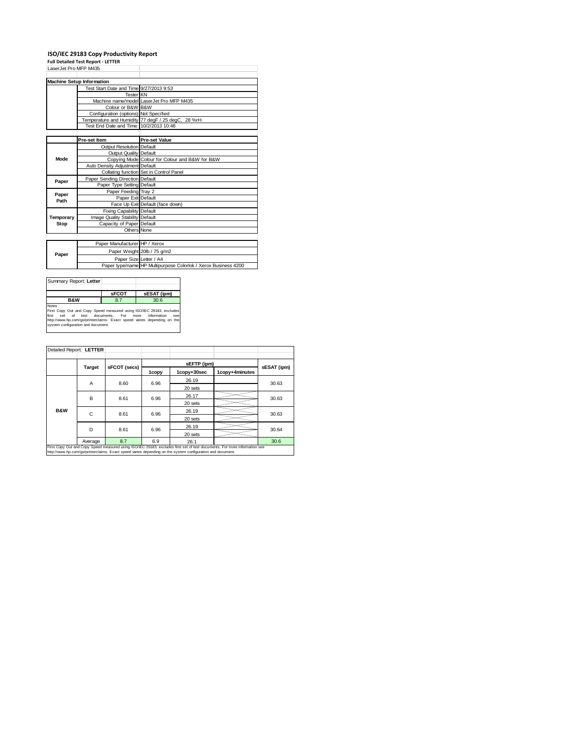# ISO/IEC 29183 Copy Productivity Report

**Full Detailed Test Report - LETTER**

LaserJet Pro MFP M435

| Machine Setup Information | | |
|---|---|---|
| | Test Start Date and Time | 9/27/2013 9:53 |
| | Tester | KN |
| | Machine name/model | LaserJet Pro MFP M435 |
| | Colour or B&W | B&W |
| | Configuration (options) | Not Specified |
| | Temperature and Humidity | 77 degF / 25 degC, 28 %rH |
| | Test End Date and Time: | 10/2/2013 10:48 |

| | Pre-set Item | Pre-set Value |
|---|---|---|
| Mode | Output Resolution | Default |
| | Output Quality | Default |
| | Copying Mode | Colour for Colour and B&W for B&W |
| | Auto Density Adjustment | Default |
| | Collating function | Set in Control Panel |
| Paper | Paper Sending Direction | Default |
| | Paper Type Setting | Default |
| Paper Path | Paper Feeding | Tray 2 |
| | Paper Exit | Default |
| | Face Up Exit | Default (face down) |
| Temporary Stop | Fixing Capability | Default |
| | Image Quality Stability | Default |
| | Capacity of Paper | Default |
| | Others | None |

| | | |
|---|---|---|
| Paper | Paper Manufacturer | HP / Xerox |
| | Paper Weight | 20lb / 75 g/m2 |
| | Paper Size | Letter / A4 |
| | Paper type/name | HP Multipurpose Colorlok / Xerox Business 4200 |

Summary Report: **Letter**

| | sFCOT | sESAT (ipm) |
|---|---|---|
| B&W | 8.7 | 30.6 |

Notes
First Copy Out and Copy Speed measured using ISO/IEC 29183, excludes first set of test documents. For more information see http://www.hp.com/go/printerclaims. Exact speed varies depending on the system configuration and document.

Detailed Report: **LETTER**

| | Target | sFCOT (secs) | sEFTP (ipm) | | | sESAT (ipm) |
|---|---|---|---|---|---|---|
| | | | 1copy | 1copy+30sec | 1copy+4minutes | |
| B&W | A | 8.60 | 6.96 | 26.19 / 20 sets | | 30.63 |
| | B | 8.61 | 6.96 | 26.17 / 20 sets | | 30.63 |
| | C | 8.61 | 6.96 | 26.19 / 20 sets | | 30.63 |
| | D | 8.61 | 6.96 | 26.19 / 20 sets | | 30.64 |
| | Average | 8.7 | 6.9 | 26.1 | | 30.6 |

First Copy Out and Copy Speed measured using ISO/IEC 29183, excludes first set of test documents. For more information see http://www.hp.com/go/printerclaims. Exact speed varies depending on the system configuration and document.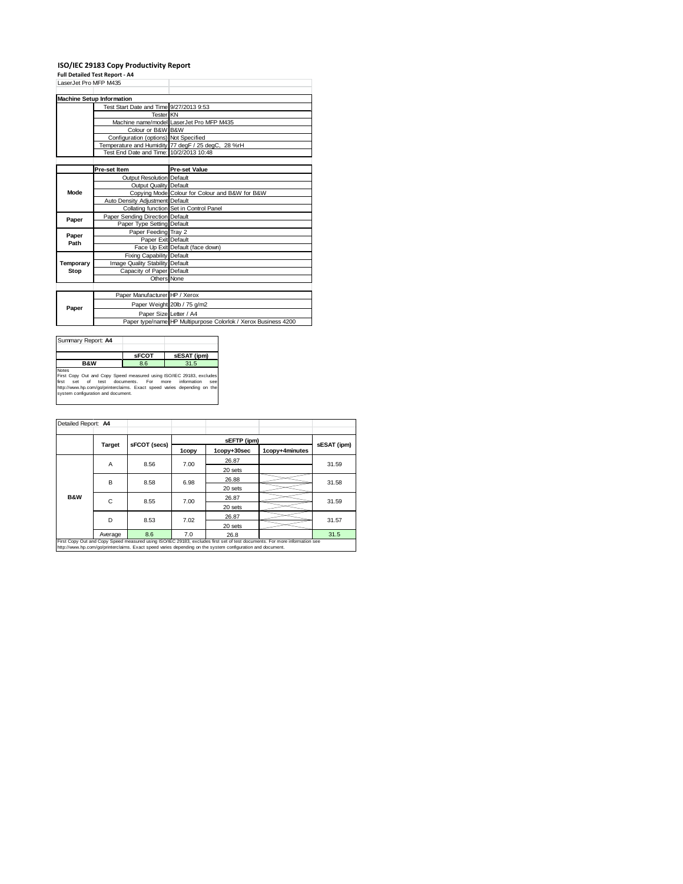# ISO/IEC 29183 Copy Productivity Report

**Full Detailed Test Report - A4**

LaserJet Pro MFP M435

| Machine Setup Information | | |
|---|---|---|
| | Test Start Date and Time | 9/27/2013 9:53 |
| | Tester | KN |
| | Machine name/model | LaserJet Pro MFP M435 |
| | Colour or B&W | B&W |
| | Configuration (options) | Not Specified |
| | Temperature and Humidity | 77 degF / 25 degC, 28 %rH |
| | Test End Date and Time: | 10/2/2013 10:48 |

| | Pre-set Item | Pre-set Value |
|---|---|---|
| Mode | Output Resolution | Default |
| | Output Quality | Default |
| | Copying Mode | Colour for Colour and B&W for B&W |
| | Auto Density Adjustment | Default |
| | Collating function | Set in Control Panel |
| Paper | Paper Sending Direction | Default |
| | Paper Type Setting | Default |
| Paper Path | Paper Feeding | Tray 2 |
| | Paper Exit | Default |
| | Face Up Exit | Default (face down) |
| Temporary Stop | Fixing Capability | Default |
| | Image Quality Stability | Default |
| | Capacity of Paper | Default |
| | Others | None |

| | | |
|---|---|---|
| Paper | Paper Manufacturer | HP / Xerox |
| | Paper Weight | 20lb / 75 g/m2 |
| | Paper Size | Letter / A4 |
| | Paper type/name | HP Multipurpose Colorlok / Xerox Business 4200 |

Summary Report: **A4**

| | sFCOT | sESAT (ipm) |
|---|---|---|
| B&W | 8.6 | 31.5 |

Notes
First Copy Out and Copy Speed measured using ISO/IEC 29183, excludes first set of test documents. For more information see http://www.hp.com/go/printerclaims. Exact speed varies depending on the system configuration and document.

Detailed Report: **A4**

| | Target | sFCOT (secs) | sEFTP (ipm) | | | sESAT (ipm) |
|---|---|---|---|---|---|---|
| | | | 1copy | 1copy+30sec | 1copy+4minutes | |
| B&W | A | 8.56 | 7.00 | 26.87 | | 31.59 |
| | | | | 20 sets | | |
| | B | 8.58 | 6.98 | 26.88 | | 31.58 |
| | | | | 20 sets | | |
| | C | 8.55 | 7.00 | 26.87 | | 31.59 |
| | | | | 20 sets | | |
| | D | 8.53 | 7.02 | 26.87 | | 31.57 |
| | | | | 20 sets | | |
| | Average | 8.6 | 7.0 | 26.8 | | 31.5 |

First Copy Out and Copy Speed measured using ISO/IEC 29183, excludes first set of test documents. For more information see http://www.hp.com/go/printerclaims. Exact speed varies depending on the system configuration and document.